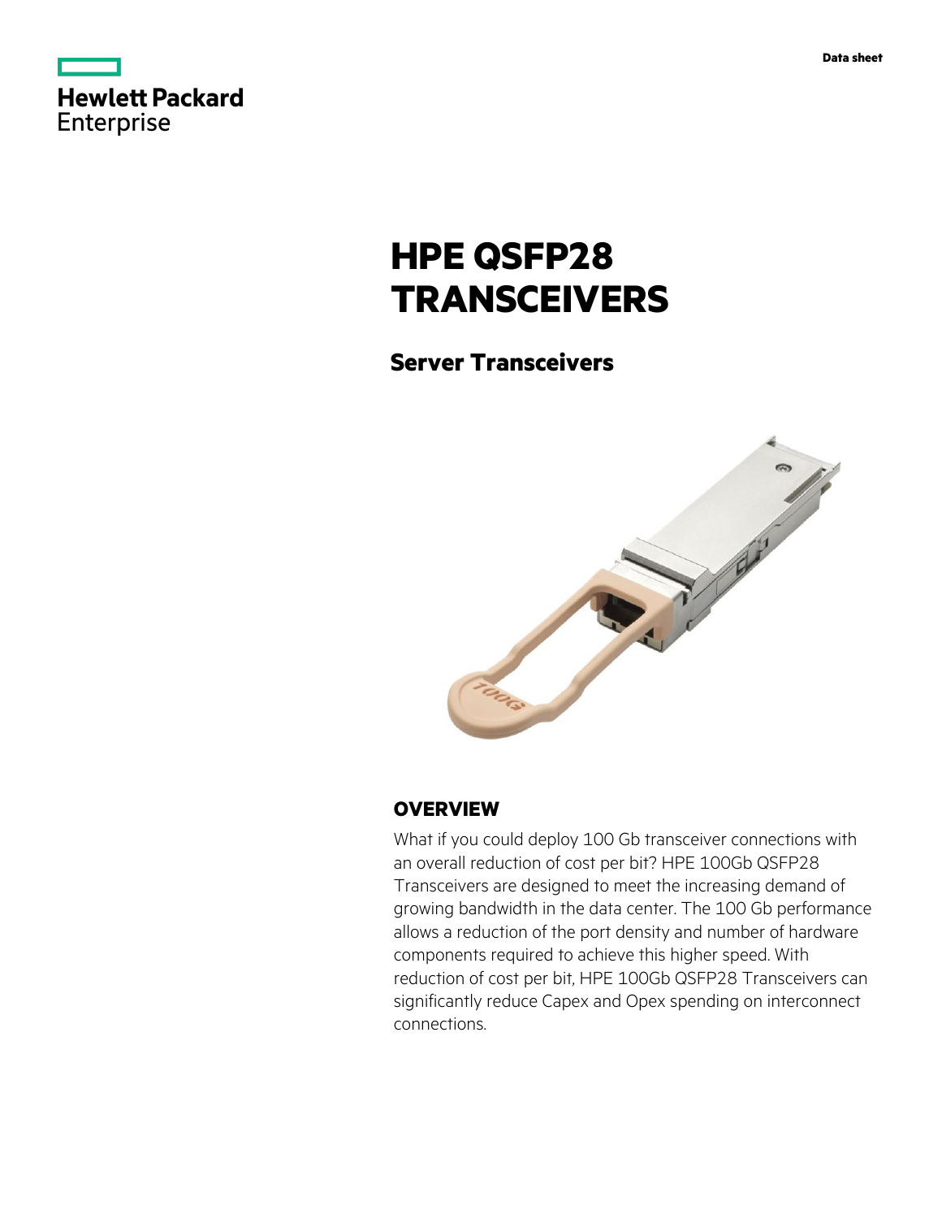Hewlett Packard Enterprise

Data sheet

# HPE QSFP28 TRANSCEIVERS

## Server Transceivers

## OVERVIEW

What if you could deploy 100 Gb transceiver connections with an overall reduction of cost per bit? HPE 100Gb QSFP28 Transceivers are designed to meet the increasing demand of growing bandwidth in the data center. The 100 Gb performance allows a reduction of the port density and number of hardware components required to achieve this higher speed. With reduction of cost per bit, HPE 100Gb QSFP28 Transceivers can significantly reduce Capex and Opex spending on interconnect connections.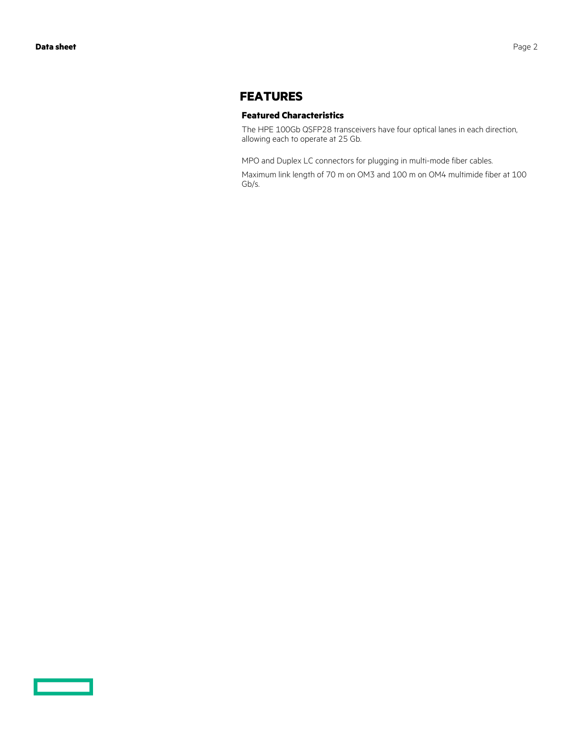## FEATURES

### Featured Characteristics

The HPE 100Gb QSFP28 transceivers have four optical lanes in each direction, allowing each to operate at 25 Gb.

MPO and Duplex LC connectors for plugging in multi-mode fiber cables.

Maximum link length of 70 m on OM3 and 100 m on OM4 multimide fiber at 100 Gb/s.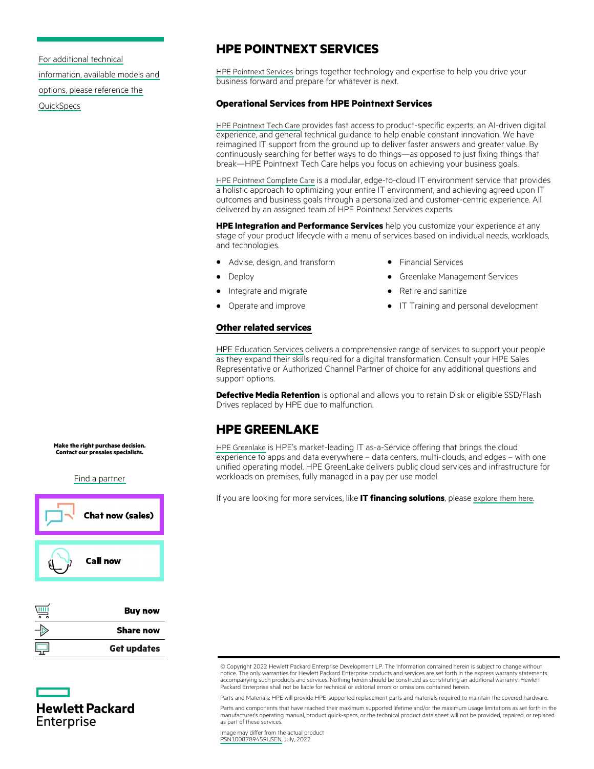For additional technical information, available models and options, please reference the QuickSpecs

# HPE POINTNEXT SERVICES

HPE Pointnext Services brings together technology and expertise to help you drive your business forward and prepare for whatever is next.

### Operational Services from HPE Pointnext Services

HPE Pointnext Tech Care provides fast access to product-specific experts, an AI-driven digital experience, and general technical guidance to help enable constant innovation. We have reimagined IT support from the ground up to deliver faster answers and greater value. By continuously searching for better ways to do things—as opposed to just fixing things that break—HPE Pointnext Tech Care helps you focus on achieving your business goals.

HPE Pointnext Complete Care is a modular, edge-to-cloud IT environment service that provides a holistic approach to optimizing your entire IT environment, and achieving agreed upon IT outcomes and business goals through a personalized and customer-centric experience. All delivered by an assigned team of HPE Pointnext Services experts.

**HPE Integration and Performance Services** help you customize your experience at any stage of your product lifecycle with a menu of services based on individual needs, workloads, and technologies.

- Advise, design, and transform
- Deploy
- Integrate and migrate
- Operate and improve
- Financial Services
- Greenlake Management Services
- Retire and sanitize
- IT Training and personal development

### Other related services

HPE Education Services delivers a comprehensive range of services to support your people as they expand their skills required for a digital transformation. Consult your HPE Sales Representative or Authorized Channel Partner of choice for any additional questions and support options.

**Defective Media Retention** is optional and allows you to retain Disk or eligible SSD/Flash Drives replaced by HPE due to malfunction.

# HPE GREENLAKE

HPE Greenlake is HPE's market-leading IT as-a-Service offering that brings the cloud experience to apps and data everywhere – data centers, multi-clouds, and edges – with one unified operating model. HPE GreenLake delivers public cloud services and infrastructure for workloads on premises, fully managed in a pay per use model.

If you are looking for more services, like **IT financing solutions**, please explore them here.

**Make the right purchase decision. Contact our presales specialists.**

Find a partner

Chat now (sales)

Call now

Buy now

Share now

Get updates

Hewlett Packard Enterprise

© Copyright 2022 Hewlett Packard Enterprise Development LP. The information contained herein is subject to change without notice. The only warranties for Hewlett Packard Enterprise products and services are set forth in the express warranty statements accompanying such products and services. Nothing herein should be construed as constituting an additional warranty. Hewlett Packard Enterprise shall not be liable for technical or editorial errors or omissions contained herein.

Parts and Materials: HPE will provide HPE-supported replacement parts and materials required to maintain the covered hardware.

Parts and components that have reached their maximum supported lifetime and/or the maximum usage limitations as set forth in the manufacturer's operating manual, product quick-specs, or the technical product data sheet will not be provided, repaired, or replaced as part of these services.

Image may differ from the actual product
PSN1008789459USEN, July, 2022.